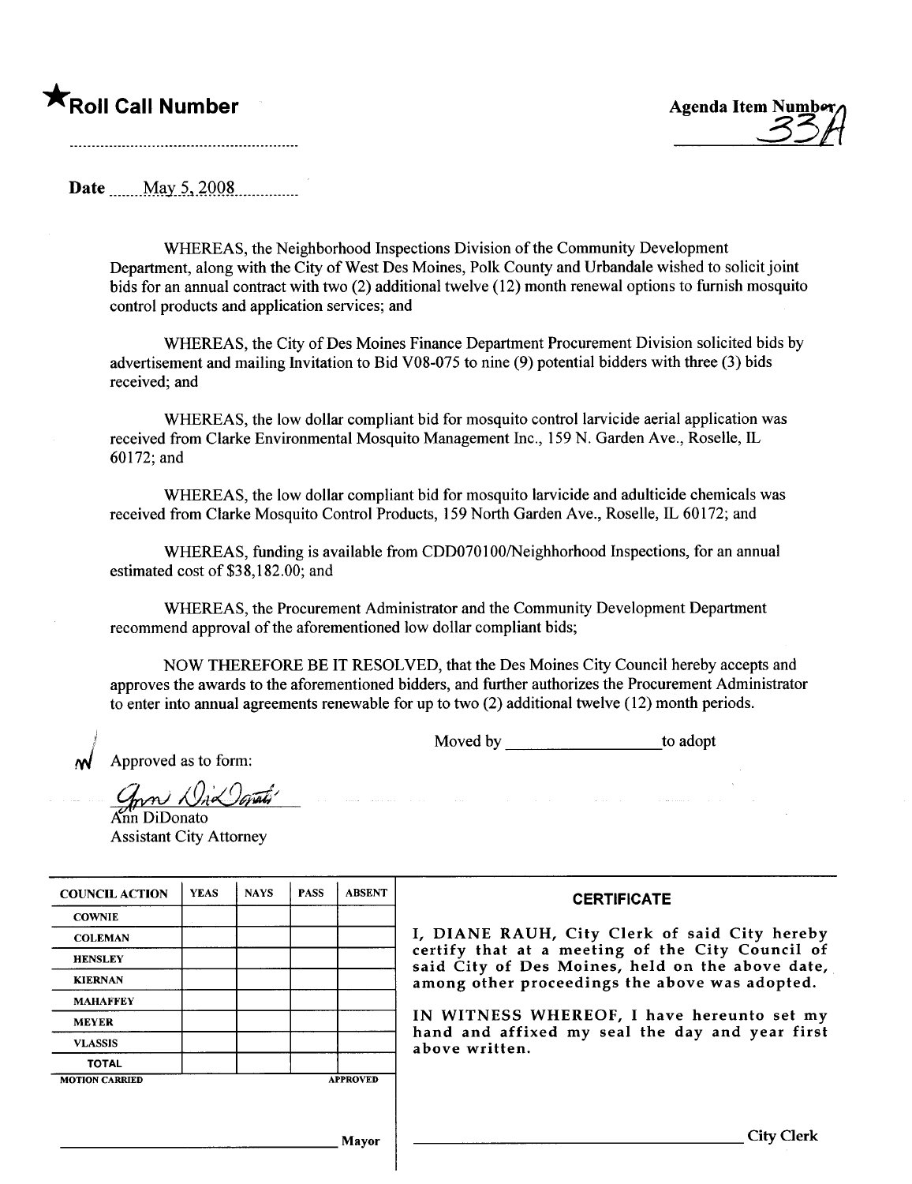★**Roll Call Number**

..........................................................

**Agenda Item Number** 33A

**Date** May 5, 2008

WHEREAS, the Neighborhood Inspections Division of the Community Development Department, along with the City of West Des Moines, Polk County and Urbandale wished to solicit joint bids for an annual contract with two (2) additional twelve (12) month renewal options to furnish mosquito control products and application services; and

WHEREAS, the City of Des Moines Finance Department Procurement Division solicited bids by advertisement and mailing Invitation to Bid V08-075 to nine (9) potential bidders with three (3) bids received; and

WHEREAS, the low dollar compliant bid for mosquito control larvicide aerial application was received from Clarke Environmental Mosquito Management Inc., 159 N. Garden Ave., Roselle, IL 60172; and

WHEREAS, the low dollar compliant bid for mosquito larvicide and adulticide chemicals was received from Clarke Mosquito Control Products, 159 North Garden Ave., Roselle, IL 60172; and

WHEREAS, funding is available from CDD070100/Neighhorhood Inspections, for an annual estimated cost of $38,182.00; and

WHEREAS, the Procurement Administrator and the Community Development Department recommend approval of the aforementioned low dollar compliant bids;

NOW THEREFORE BE IT RESOLVED, that the Des Moines City Council hereby accepts and approves the awards to the aforementioned bidders, and further authorizes the Procurement Administrator to enter into annual agreements renewable for up to two (2) additional twelve (12) month periods.

Moved by ____________________ to adopt

Approved as to form:

Ann DiDonato
Assistant City Attorney

| COUNCIL ACTION | YEAS | NAYS | PASS | ABSENT |
|---|---|---|---|---|
| COWNIE | | | | |
| COLEMAN | | | | |
| HENSLEY | | | | |
| KIERNAN | | | | |
| MAHAFFEY | | | | |
| MEYER | | | | |
| VLASSIS | | | | |
| TOTAL | | | | |
| MOTION CARRIED | | | | APPROVED |

______________________________ Mayor

**CERTIFICATE**

I, DIANE RAUH, City Clerk of said City hereby certify that at a meeting of the City Council of said City of Des Moines, held on the above date, among other proceedings the above was adopted.

IN WITNESS WHEREOF, I have hereunto set my hand and affixed my seal the day and year first above written.

______________________________ City Clerk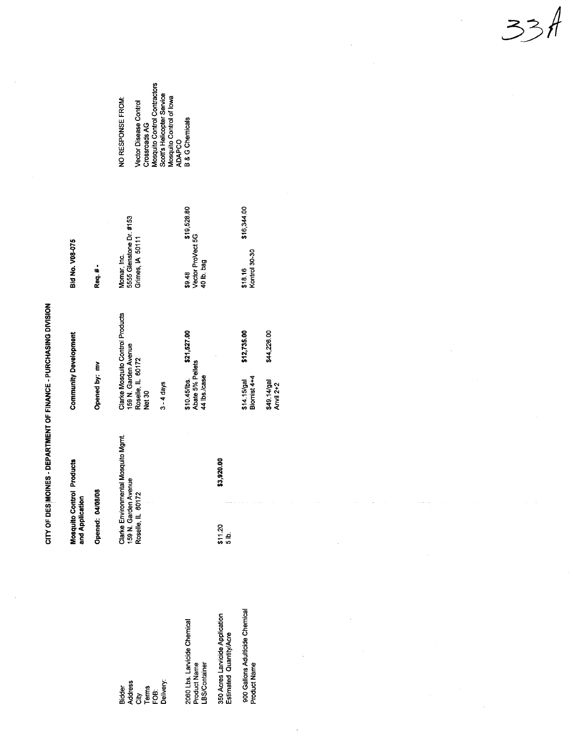33A

# CITY OF DES MOINES - DEPARTMENT OF FINANCE - PURCHASING DIVISION

| | | | | |
|---|---|---|---|---|
| | **Mosquito Control Products and Application** | **Community Development** | **Bid No. V08-075** | |
| | **Opened: 04/08/08** | **Opened by: mv** | **Req. # -** | |
| Bidder<br>Address<br>City<br>Terms<br>FOB:<br>Delivery: | Clarke Environmental Mosquito Mgmt.<br>159 N. Garden Avenue<br>Roselle, IL 60172 | Clarke Mosquito Control Products<br>159 N. Garden Avenue<br>Roselle, IL 60172<br>Net 30<br><br>3 - 4 days | Momar, Inc.<br>5555 Glenstone Dr. #153<br>Grimes, IA 50111 | NO RESPONSE FROM:<br><br>Vector Disease Control<br>Crossroads AG<br>Mosquito Control Contractors<br>Scott's Helicopter Service<br>Mosquito Control of Iowa<br>ADAPCO<br>B & G Chemicals |
| 2060 Lbs. Larvicide Chemical<br>Product Name<br>LBS/Container | | $10.45/lbs. **$21,527.00**<br>Abate 5% Pellets<br>44 lbs./case | $9.48 $19,528.80<br>Vector ProVect 5G<br>40 lb. bag | |
| 350 Acres Larvicide Application<br>Estimated Quantity/Acre | $11.20 **$3,920.00**<br>5 lb. | | | |
| 900 Gallons Adulticide Chemical<br>Product Name | | $14.15/gal **$12,735.00**<br>Biomist 4+4<br><br>$49.14/gal $44,226.00<br>Anvil 2+2 | $18.16 $16,344.00<br>Kontrol 30-30 | |